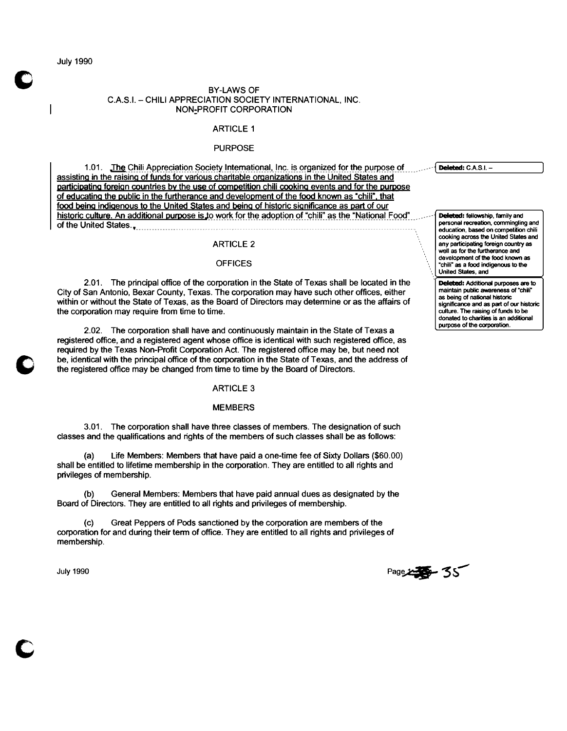July 1990

BY-LAWS OF
C.A.S.I. – CHILI APPRECIATION SOCIETY INTERNATIONAL, INC.
NON-PROFIT CORPORATION

## ARTICLE 1

## PURPOSE

1.01. The Chili Appreciation Society International, Inc. is organized for the purpose of assisting in the raising of funds for various charitable organizations in the United States and participating foreign countries by the use of competition chili cooking events and for the purpose of educating the public in the furtherance and development of the food known as "chili", that food being indigenous to the United States and being of historic significance as part of our historic culture. An additional purpose is to work for the adoption of "chili" as the "National Food" of the United States.

> Deleted: C.A.S.I. –

> Deleted: fellowship, family and personal recreation, commingling and education, based on competition chili cooking across the United States and any participating foreign country as well as for the furtherance and development of the food known as "chili" as a food indigenous to the United States, and

> Deleted: Additional purposes are to maintain public awareness of "chili" as being of national historic significance and as part of our historic culture. The raising of funds to be donated to charities is an additional purpose of the corporation.

## ARTICLE 2

## OFFICES

2.01. The principal office of the corporation in the State of Texas shall be located in the City of San Antonio, Bexar County, Texas. The corporation may have such other offices, either within or without the State of Texas, as the Board of Directors may determine or as the affairs of the corporation may require from time to time.

2.02. The corporation shall have and continuously maintain in the State of Texas a registered office, and a registered agent whose office is identical with such registered office, as required by the Texas Non-Profit Corporation Act. The registered office may be, but need not be, identical with the principal office of the corporation in the State of Texas, and the address of the registered office may be changed from time to time by the Board of Directors.

## ARTICLE 3

## MEMBERS

3.01. The corporation shall have three classes of members. The designation of such classes and the qualifications and rights of the members of such classes shall be as follows:

(a) Life Members: Members that have paid a one-time fee of Sixty Dollars ($60.00) shall be entitled to lifetime membership in the corporation. They are entitled to all rights and privileges of membership.

(b) General Members: Members that have paid annual dues as designated by the Board of Directors. They are entitled to all rights and privileges of membership.

(c) Great Peppers of Pods sanctioned by the corporation are members of the corporation for and during their term of office. They are entitled to all rights and privileges of membership.

July 1990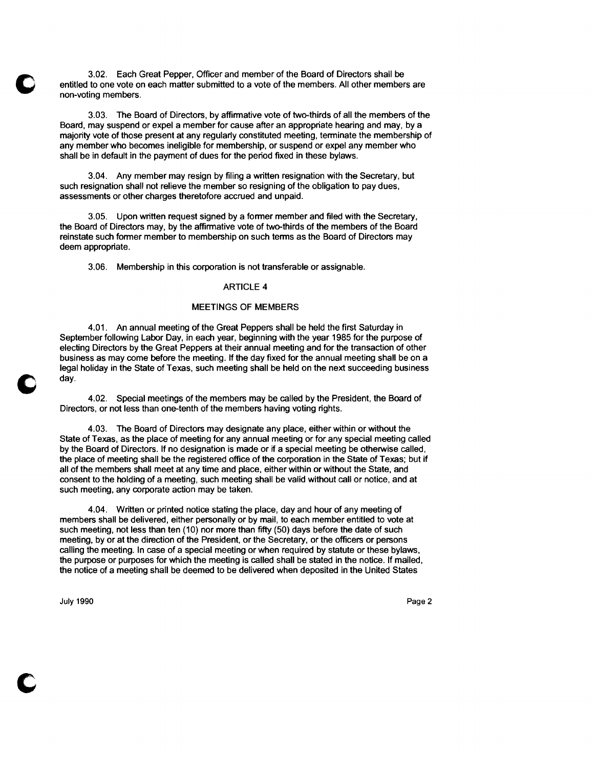3.02. Each Great Pepper, Officer and member of the Board of Directors shall be entitled to one vote on each matter submitted to a vote of the members. All other members are non-voting members.

3.03. The Board of Directors, by affirmative vote of two-thirds of all the members of the Board, may suspend or expel a member for cause after an appropriate hearing and may, by a majority vote of those present at any regularly constituted meeting, terminate the membership of any member who becomes ineligible for membership, or suspend or expel any member who shall be in default in the payment of dues for the period fixed in these bylaws.

3.04. Any member may resign by filing a written resignation with the Secretary, but such resignation shall not relieve the member so resigning of the obligation to pay dues, assessments or other charges theretofore accrued and unpaid.

3.05. Upon written request signed by a former member and filed with the Secretary, the Board of Directors may, by the affirmative vote of two-thirds of the members of the Board reinstate such former member to membership on such terms as the Board of Directors may deem appropriate.

3.06. Membership in this corporation is not transferable or assignable.

## ARTICLE 4

## MEETINGS OF MEMBERS

4.01. An annual meeting of the Great Peppers shall be held the first Saturday in September following Labor Day, in each year, beginning with the year 1985 for the purpose of electing Directors by the Great Peppers at their annual meeting and for the transaction of other business as may come before the meeting. If the day fixed for the annual meeting shall be on a legal holiday in the State of Texas, such meeting shall be held on the next succeeding business day.

4.02. Special meetings of the members may be called by the President, the Board of Directors, or not less than one-tenth of the members having voting rights.

4.03. The Board of Directors may designate any place, either within or without the State of Texas, as the place of meeting for any annual meeting or for any special meeting called by the Board of Directors. If no designation is made or if a special meeting be otherwise called, the place of meeting shall be the registered office of the corporation in the State of Texas; but if all of the members shall meet at any time and place, either within or without the State, and consent to the holding of a meeting, such meeting shall be valid without call or notice, and at such meeting, any corporate action may be taken.

4.04. Written or printed notice stating the place, day and hour of any meeting of members shall be delivered, either personally or by mail, to each member entitled to vote at such meeting, not less than ten (10) nor more than fifty (50) days before the date of such meeting, by or at the direction of the President, or the Secretary, or the officers or persons calling the meeting. In case of a special meeting or when required by statute or these bylaws, the purpose or purposes for which the meeting is called shall be stated in the notice. If mailed, the notice of a meeting shall be deemed to be delivered when deposited in the United States

July 1990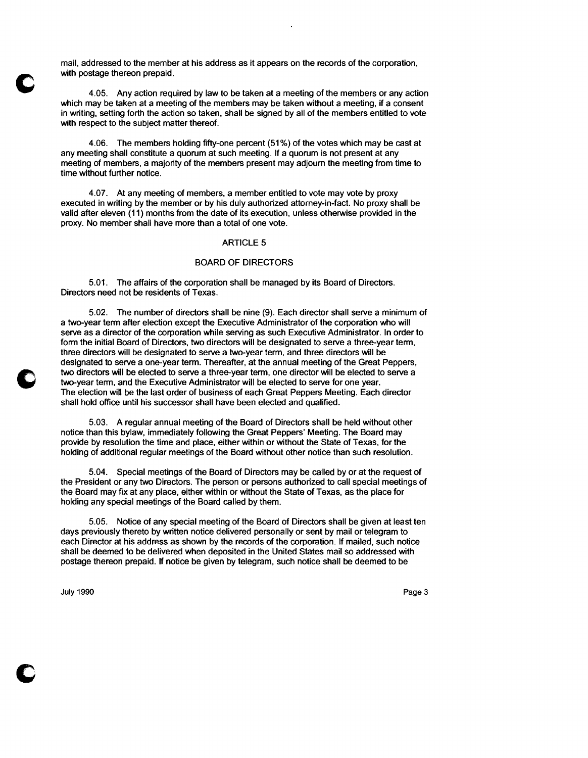mail, addressed to the member at his address as it appears on the records of the corporation, with postage thereon prepaid.

4.05. Any action required by law to be taken at a meeting of the members or any action which may be taken at a meeting of the members may be taken without a meeting, if a consent in writing, setting forth the action so taken, shall be signed by all of the members entitled to vote with respect to the subject matter thereof.

4.06. The members holding fifty-one percent (51%) of the votes which may be cast at any meeting shall constitute a quorum at such meeting. If a quorum is not present at any meeting of members, a majority of the members present may adjourn the meeting from time to time without further notice.

4.07. At any meeting of members, a member entitled to vote may vote by proxy executed in writing by the member or by his duly authorized attorney-in-fact. No proxy shall be valid after eleven (11) months from the date of its execution, unless otherwise provided in the proxy. No member shall have more than a total of one vote.

## ARTICLE 5

## BOARD OF DIRECTORS

5.01. The affairs of the corporation shall be managed by its Board of Directors. Directors need not be residents of Texas.

5.02. The number of directors shall be nine (9). Each director shall serve a minimum of a two-year term after election except the Executive Administrator of the corporation who will serve as a director of the corporation while serving as such Executive Administrator. In order to form the initial Board of Directors, two directors will be designated to serve a three-year term, three directors will be designated to serve a two-year term, and three directors will be designated to serve a one-year term. Thereafter, at the annual meeting of the Great Peppers, two directors will be elected to serve a three-year term, one director will be elected to serve a two-year term, and the Executive Administrator will be elected to serve for one year. The election will be the last order of business of each Great Peppers Meeting. Each director shall hold office until his successor shall have been elected and qualified.

5.03. A regular annual meeting of the Board of Directors shall be held without other notice than this bylaw, immediately following the Great Peppers' Meeting. The Board may provide by resolution the time and place, either within or without the State of Texas, for the holding of additional regular meetings of the Board without other notice than such resolution.

5.04. Special meetings of the Board of Directors may be called by or at the request of the President or any two Directors. The person or persons authorized to call special meetings of the Board may fix at any place, either within or without the State of Texas, as the place for holding any special meetings of the Board called by them.

5.05. Notice of any special meeting of the Board of Directors shall be given at least ten days previously thereto by written notice delivered personally or sent by mail or telegram to each Director at his address as shown by the records of the corporation. If mailed, such notice shall be deemed to be delivered when deposited in the United States mail so addressed with postage thereon prepaid. If notice be given by telegram, such notice shall be deemed to be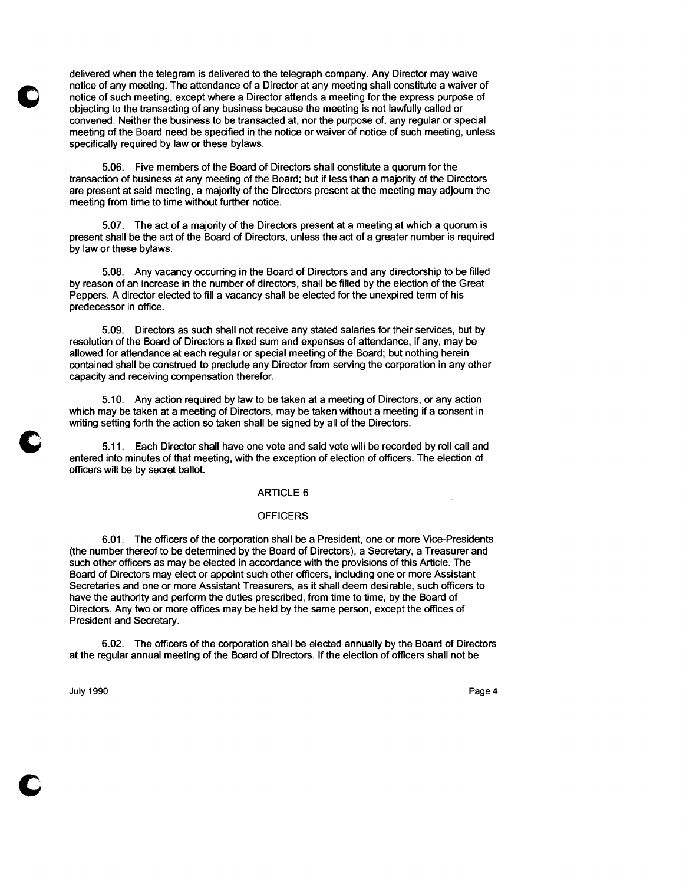delivered when the telegram is delivered to the telegraph company. Any Director may waive notice of any meeting. The attendance of a Director at any meeting shall constitute a waiver of notice of such meeting, except where a Director attends a meeting for the express purpose of objecting to the transacting of any business because the meeting is not lawfully called or convened. Neither the business to be transacted at, nor the purpose of, any regular or special meeting of the Board need be specified in the notice or waiver of notice of such meeting, unless specifically required by law or these bylaws.

5.06. Five members of the Board of Directors shall constitute a quorum for the transaction of business at any meeting of the Board; but if less than a majority of the Directors are present at said meeting, a majority of the Directors present at the meeting may adjourn the meeting from time to time without further notice.

5.07. The act of a majority of the Directors present at a meeting at which a quorum is present shall be the act of the Board of Directors, unless the act of a greater number is required by law or these bylaws.

5.08. Any vacancy occurring in the Board of Directors and any directorship to be filled by reason of an increase in the number of directors, shall be filled by the election of the Great Peppers. A director elected to fill a vacancy shall be elected for the unexpired term of his predecessor in office.

5.09. Directors as such shall not receive any stated salaries for their services, but by resolution of the Board of Directors a fixed sum and expenses of attendance, if any, may be allowed for attendance at each regular or special meeting of the Board; but nothing herein contained shall be construed to preclude any Director from serving the corporation in any other capacity and receiving compensation therefor.

5.10. Any action required by law to be taken at a meeting of Directors, or any action which may be taken at a meeting of Directors, may be taken without a meeting if a consent in writing setting forth the action so taken shall be signed by all of the Directors.

5.11. Each Director shall have one vote and said vote will be recorded by roll call and entered into minutes of that meeting, with the exception of election of officers. The election of officers will be by secret ballot.

## ARTICLE 6

## OFFICERS

6.01. The officers of the corporation shall be a President, one or more Vice-Presidents (the number thereof to be determined by the Board of Directors), a Secretary, a Treasurer and such other officers as may be elected in accordance with the provisions of this Article. The Board of Directors may elect or appoint such other officers, including one or more Assistant Secretaries and one or more Assistant Treasurers, as it shall deem desirable, such officers to have the authority and perform the duties prescribed, from time to time, by the Board of Directors. Any two or more offices may be held by the same person, except the offices of President and Secretary.

6.02. The officers of the corporation shall be elected annually by the Board of Directors at the regular annual meeting of the Board of Directors. If the election of officers shall not be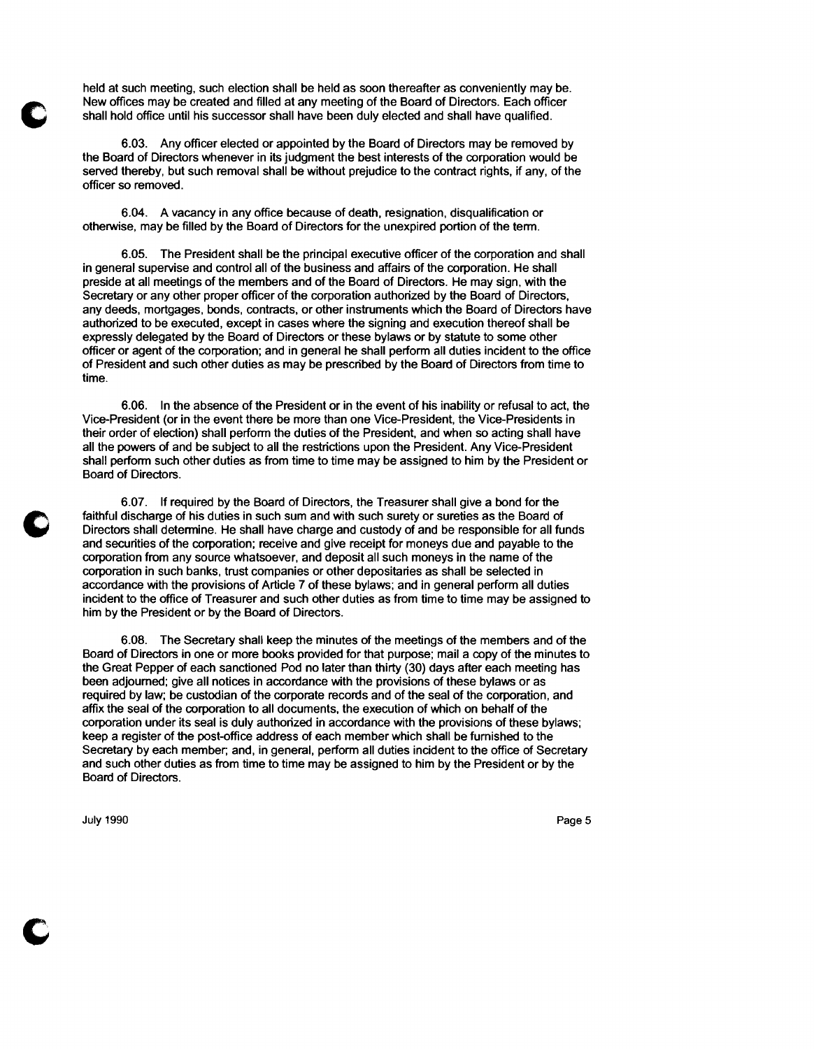held at such meeting, such election shall be held as soon thereafter as conveniently may be. New offices may be created and filled at any meeting of the Board of Directors. Each officer shall hold office until his successor shall have been duly elected and shall have qualified.

6.03. Any officer elected or appointed by the Board of Directors may be removed by the Board of Directors whenever in its judgment the best interests of the corporation would be served thereby, but such removal shall be without prejudice to the contract rights, if any, of the officer so removed.

6.04. A vacancy in any office because of death, resignation, disqualification or otherwise, may be filled by the Board of Directors for the unexpired portion of the term.

6.05. The President shall be the principal executive officer of the corporation and shall in general supervise and control all of the business and affairs of the corporation. He shall preside at all meetings of the members and of the Board of Directors. He may sign, with the Secretary or any other proper officer of the corporation authorized by the Board of Directors, any deeds, mortgages, bonds, contracts, or other instruments which the Board of Directors have authorized to be executed, except in cases where the signing and execution thereof shall be expressly delegated by the Board of Directors or these bylaws or by statute to some other officer or agent of the corporation; and in general he shall perform all duties incident to the office of President and such other duties as may be prescribed by the Board of Directors from time to time.

6.06. In the absence of the President or in the event of his inability or refusal to act, the Vice-President (or in the event there be more than one Vice-President, the Vice-Presidents in their order of election) shall perform the duties of the President, and when so acting shall have all the powers of and be subject to all the restrictions upon the President. Any Vice-President shall perform such other duties as from time to time may be assigned to him by the President or Board of Directors.

6.07. If required by the Board of Directors, the Treasurer shall give a bond for the faithful discharge of his duties in such sum and with such surety or sureties as the Board of Directors shall determine. He shall have charge and custody of and be responsible for all funds and securities of the corporation; receive and give receipt for moneys due and payable to the corporation from any source whatsoever, and deposit all such moneys in the name of the corporation in such banks, trust companies or other depositaries as shall be selected in accordance with the provisions of Article 7 of these bylaws; and in general perform all duties incident to the office of Treasurer and such other duties as from time to time may be assigned to him by the President or by the Board of Directors.

6.08. The Secretary shall keep the minutes of the meetings of the members and of the Board of Directors in one or more books provided for that purpose; mail a copy of the minutes to the Great Pepper of each sanctioned Pod no later than thirty (30) days after each meeting has been adjourned; give all notices in accordance with the provisions of these bylaws or as required by law; be custodian of the corporate records and of the seal of the corporation, and affix the seal of the corporation to all documents, the execution of which on behalf of the corporation under its seal is duly authorized in accordance with the provisions of these bylaws; keep a register of the post-office address of each member which shall be furnished to the Secretary by each member; and, in general, perform all duties incident to the office of Secretary and such other duties as from time to time may be assigned to him by the President or by the Board of Directors.

July 1990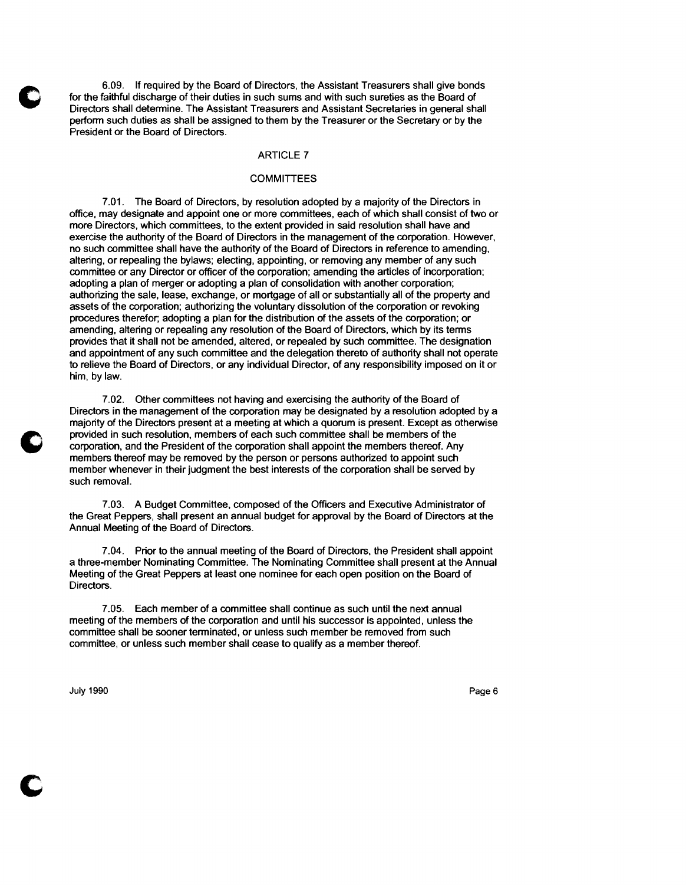6.09. If required by the Board of Directors, the Assistant Treasurers shall give bonds for the faithful discharge of their duties in such sums and with such sureties as the Board of Directors shall determine. The Assistant Treasurers and Assistant Secretaries in general shall perform such duties as shall be assigned to them by the Treasurer or the Secretary or by the President or the Board of Directors.

## ARTICLE 7

## COMMITTEES

7.01. The Board of Directors, by resolution adopted by a majority of the Directors in office, may designate and appoint one or more committees, each of which shall consist of two or more Directors, which committees, to the extent provided in said resolution shall have and exercise the authority of the Board of Directors in the management of the corporation. However, no such committee shall have the authority of the Board of Directors in reference to amending, altering, or repealing the bylaws; electing, appointing, or removing any member of any such committee or any Director or officer of the corporation; amending the articles of incorporation; adopting a plan of merger or adopting a plan of consolidation with another corporation; authorizing the sale, lease, exchange, or mortgage of all or substantially all of the property and assets of the corporation; authorizing the voluntary dissolution of the corporation or revoking procedures therefor; adopting a plan for the distribution of the assets of the corporation; or amending, altering or repealing any resolution of the Board of Directors, which by its terms provides that it shall not be amended, altered, or repealed by such committee. The designation and appointment of any such committee and the delegation thereto of authority shall not operate to relieve the Board of Directors, or any individual Director, of any responsibility imposed on it or him, by law.

7.02. Other committees not having and exercising the authority of the Board of Directors in the management of the corporation may be designated by a resolution adopted by a majority of the Directors present at a meeting at which a quorum is present. Except as otherwise provided in such resolution, members of each such committee shall be members of the corporation, and the President of the corporation shall appoint the members thereof. Any members thereof may be removed by the person or persons authorized to appoint such member whenever in their judgment the best interests of the corporation shall be served by such removal.

7.03. A Budget Committee, composed of the Officers and Executive Administrator of the Great Peppers, shall present an annual budget for approval by the Board of Directors at the Annual Meeting of the Board of Directors.

7.04. Prior to the annual meeting of the Board of Directors, the President shall appoint a three-member Nominating Committee. The Nominating Committee shall present at the Annual Meeting of the Great Peppers at least one nominee for each open position on the Board of Directors.

7.05. Each member of a committee shall continue as such until the next annual meeting of the members of the corporation and until his successor is appointed, unless the committee shall be sooner terminated, or unless such member be removed from such committee, or unless such member shall cease to qualify as a member thereof.

July 1990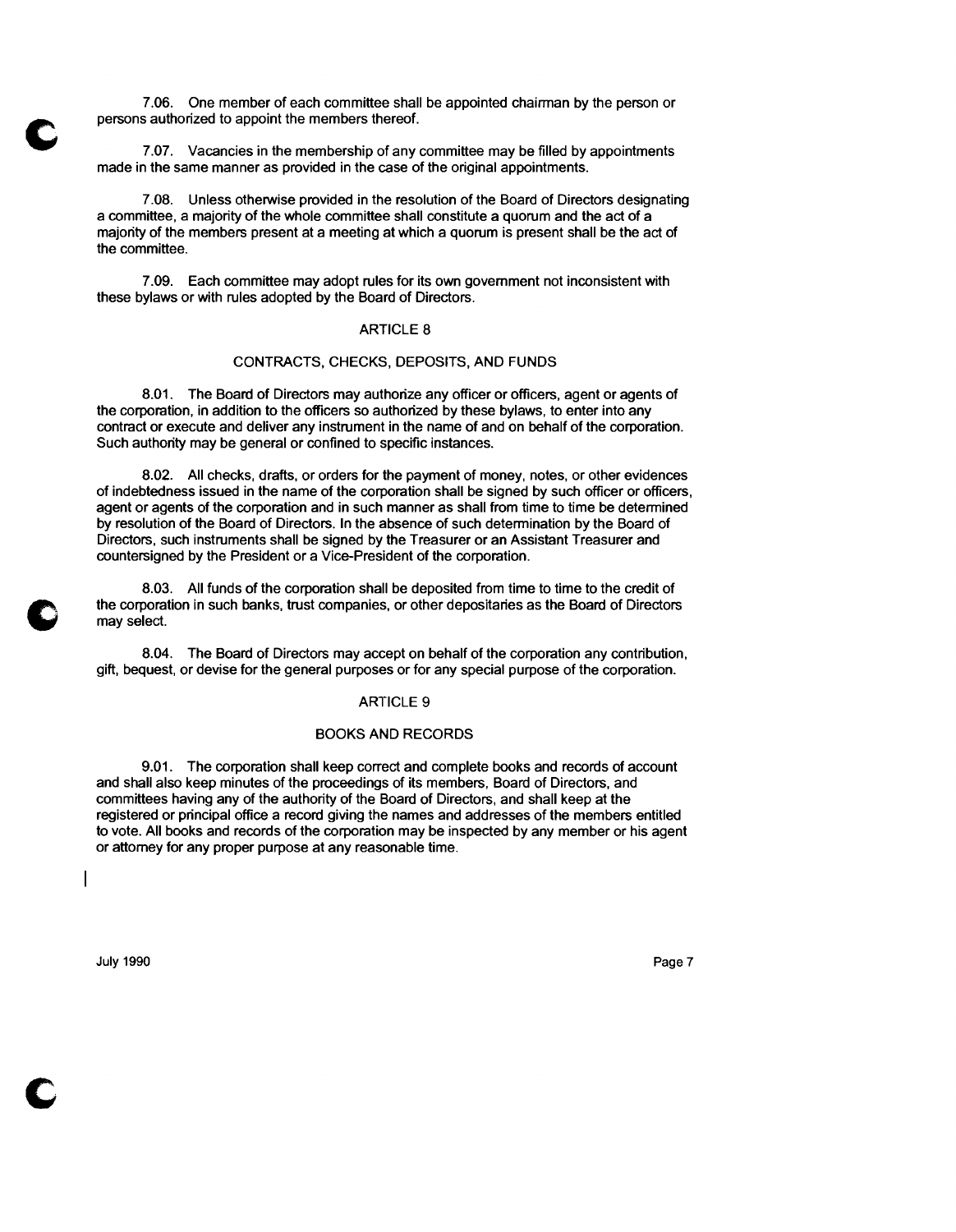7.06. One member of each committee shall be appointed chairman by the person or persons authorized to appoint the members thereof.

7.07. Vacancies in the membership of any committee may be filled by appointments made in the same manner as provided in the case of the original appointments.

7.08. Unless otherwise provided in the resolution of the Board of Directors designating a committee, a majority of the whole committee shall constitute a quorum and the act of a majority of the members present at a meeting at which a quorum is present shall be the act of the committee.

7.09. Each committee may adopt rules for its own government not inconsistent with these bylaws or with rules adopted by the Board of Directors.

## ARTICLE 8

## CONTRACTS, CHECKS, DEPOSITS, AND FUNDS

8.01. The Board of Directors may authorize any officer or officers, agent or agents of the corporation, in addition to the officers so authorized by these bylaws, to enter into any contract or execute and deliver any instrument in the name of and on behalf of the corporation. Such authority may be general or confined to specific instances.

8.02. All checks, drafts, or orders for the payment of money, notes, or other evidences of indebtedness issued in the name of the corporation shall be signed by such officer or officers, agent or agents of the corporation and in such manner as shall from time to time be determined by resolution of the Board of Directors. In the absence of such determination by the Board of Directors, such instruments shall be signed by the Treasurer or an Assistant Treasurer and countersigned by the President or a Vice-President of the corporation.

8.03. All funds of the corporation shall be deposited from time to time to the credit of the corporation in such banks, trust companies, or other depositaries as the Board of Directors may select.

8.04. The Board of Directors may accept on behalf of the corporation any contribution, gift, bequest, or devise for the general purposes or for any special purpose of the corporation.

## ARTICLE 9

## BOOKS AND RECORDS

9.01. The corporation shall keep correct and complete books and records of account and shall also keep minutes of the proceedings of its members, Board of Directors, and committees having any of the authority of the Board of Directors, and shall keep at the registered or principal office a record giving the names and addresses of the members entitled to vote. All books and records of the corporation may be inspected by any member or his agent or attorney for any proper purpose at any reasonable time.

July 1990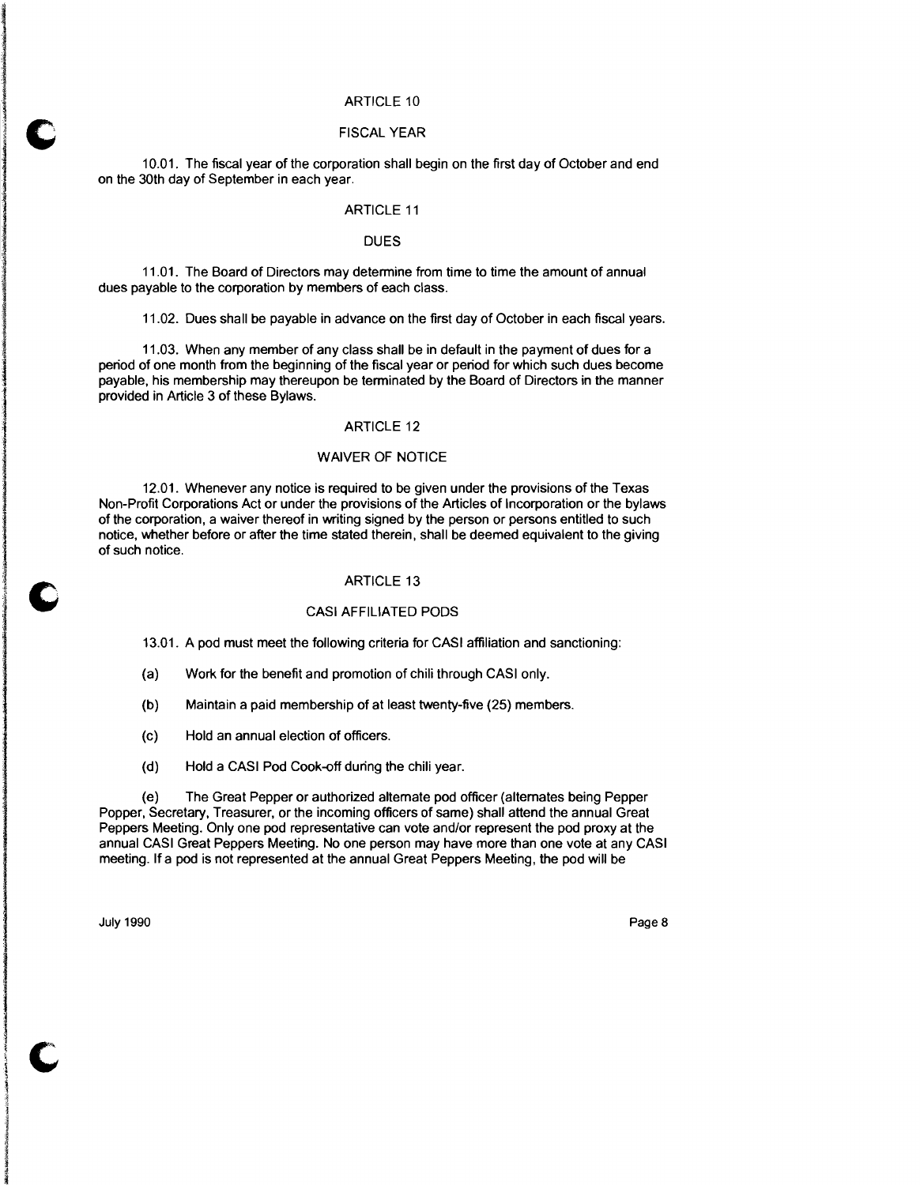## ARTICLE 10

## FISCAL YEAR

10.01. The fiscal year of the corporation shall begin on the first day of October and end on the 30th day of September in each year.

## ARTICLE 11

## DUES

11.01. The Board of Directors may determine from time to time the amount of annual dues payable to the corporation by members of each class.

11.02. Dues shall be payable in advance on the first day of October in each fiscal years.

11.03. When any member of any class shall be in default in the payment of dues for a period of one month from the beginning of the fiscal year or period for which such dues become payable, his membership may thereupon be terminated by the Board of Directors in the manner provided in Article 3 of these Bylaws.

## ARTICLE 12

## WAIVER OF NOTICE

12.01. Whenever any notice is required to be given under the provisions of the Texas Non-Profit Corporations Act or under the provisions of the Articles of Incorporation or the bylaws of the corporation, a waiver thereof in writing signed by the person or persons entitled to such notice, whether before or after the time stated therein, shall be deemed equivalent to the giving of such notice.

## ARTICLE 13

## CASI AFFILIATED PODS

13.01. A pod must meet the following criteria for CASI affiliation and sanctioning:

(a) Work for the benefit and promotion of chili through CASI only.

(b) Maintain a paid membership of at least twenty-five (25) members.

(c) Hold an annual election of officers.

(d) Hold a CASI Pod Cook-off during the chili year.

(e) The Great Pepper or authorized alternate pod officer (alternates being Pepper Popper, Secretary, Treasurer, or the incoming officers of same) shall attend the annual Great Peppers Meeting. Only one pod representative can vote and/or represent the pod proxy at the annual CASI Great Peppers Meeting. No one person may have more than one vote at any CASI meeting. If a pod is not represented at the annual Great Peppers Meeting, the pod will be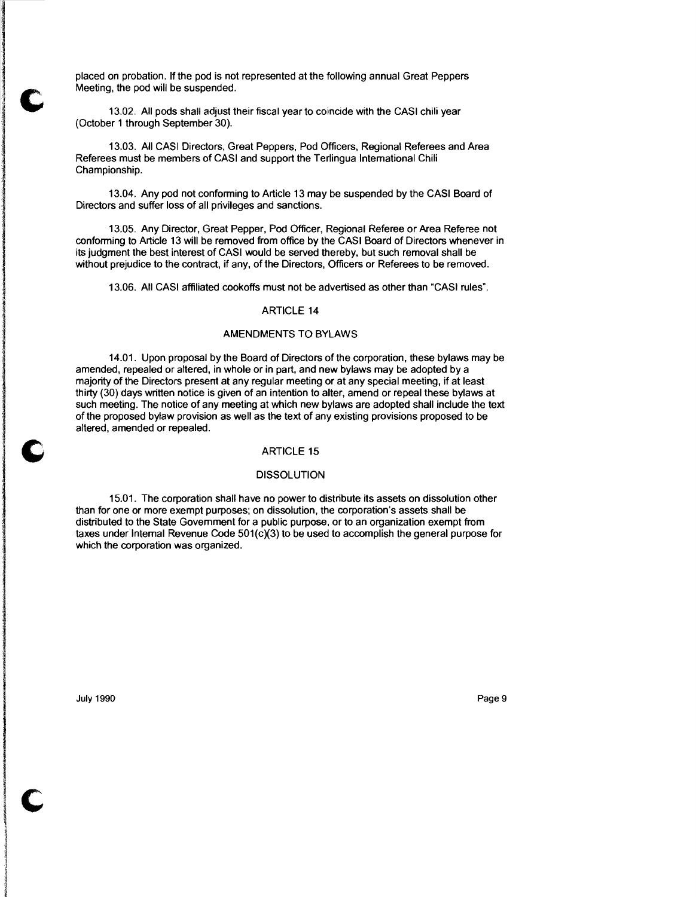placed on probation. If the pod is not represented at the following annual Great Peppers Meeting, the pod will be suspended.

13.02. All pods shall adjust their fiscal year to coincide with the CASI chili year (October 1 through September 30).

13.03. All CASI Directors, Great Peppers, Pod Officers, Regional Referees and Area Referees must be members of CASI and support the Terlingua International Chili Championship.

13.04. Any pod not conforming to Article 13 may be suspended by the CASI Board of Directors and suffer loss of all privileges and sanctions.

13.05. Any Director, Great Pepper, Pod Officer, Regional Referee or Area Referee not conforming to Article 13 will be removed from office by the CASI Board of Directors whenever in its judgment the best interest of CASI would be served thereby, but such removal shall be without prejudice to the contract, if any, of the Directors, Officers or Referees to be removed.

13.06. All CASI affiliated cookoffs must not be advertised as other than "CASI rules".

## ARTICLE 14

## AMENDMENTS TO BYLAWS

14.01. Upon proposal by the Board of Directors of the corporation, these bylaws may be amended, repealed or altered, in whole or in part, and new bylaws may be adopted by a majority of the Directors present at any regular meeting or at any special meeting, if at least thirty (30) days written notice is given of an intention to alter, amend or repeal these bylaws at such meeting. The notice of any meeting at which new bylaws are adopted shall include the text of the proposed bylaw provision as well as the text of any existing provisions proposed to be altered, amended or repealed.

## ARTICLE 15

## DISSOLUTION

15.01. The corporation shall have no power to distribute its assets on dissolution other than for one or more exempt purposes; on dissolution, the corporation's assets shall be distributed to the State Government for a public purpose, or to an organization exempt from taxes under Internal Revenue Code 501(c)(3) to be used to accomplish the general purpose for which the corporation was organized.

July 1990